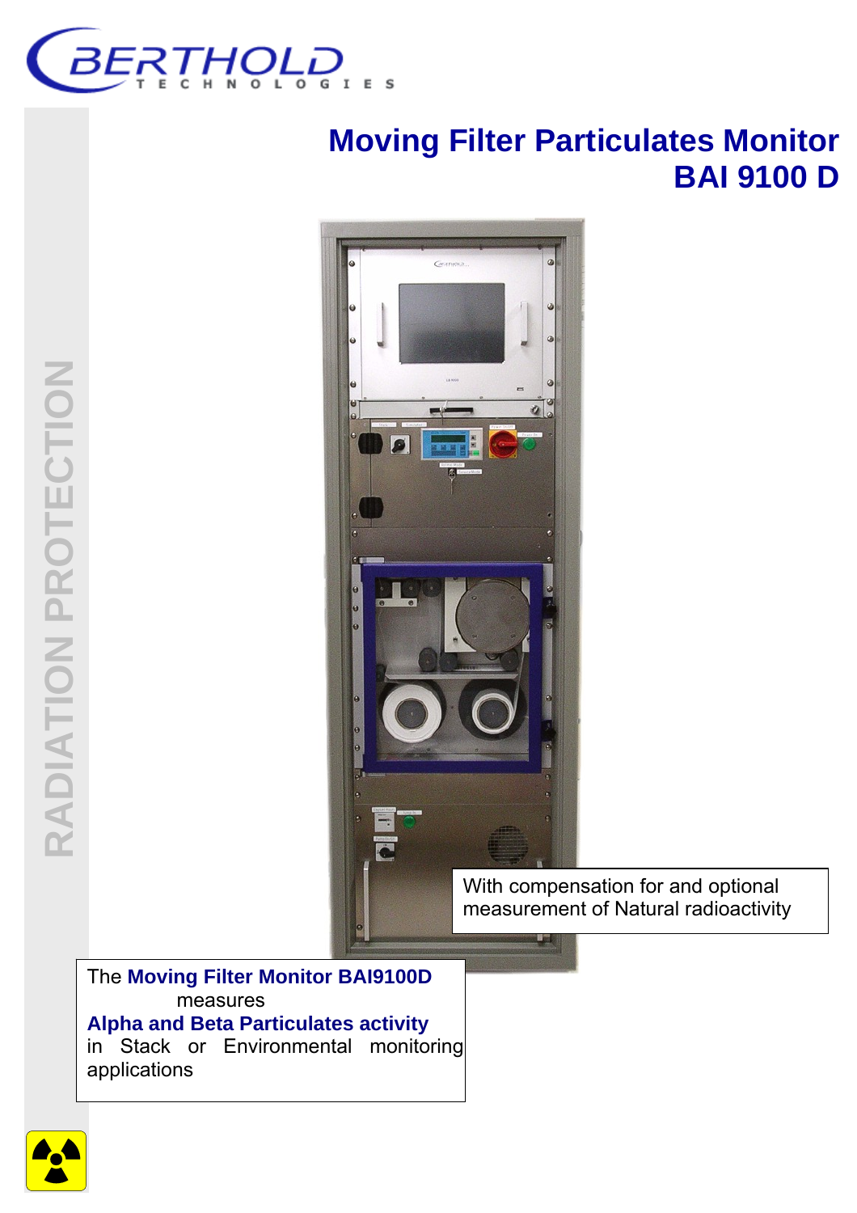BERTHOLD TECHNOLOGIES

RADIATION PROTECTION

# Moving Filter Particulates Monitor
# BAI 9100 D

With compensation for and optional measurement of Natural radioactivity

The **Moving Filter Monitor BAI9100D** measures **Alpha and Beta Particulates activity** in Stack or Environmental monitoring applications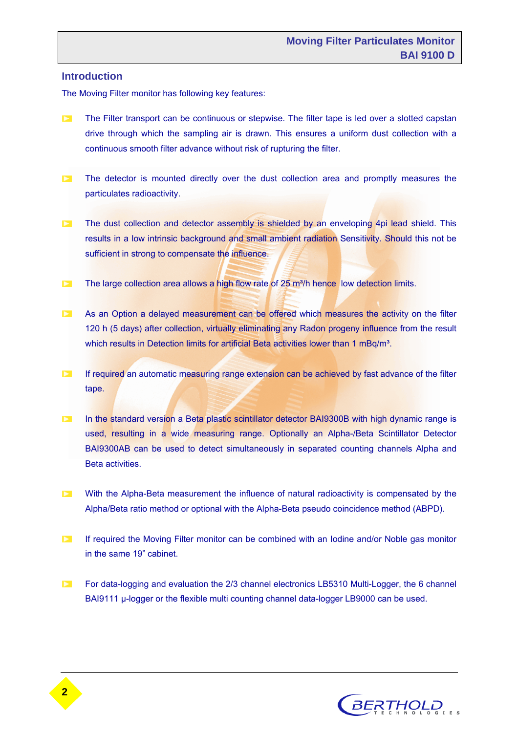## Introduction

The Moving Filter monitor has following key features:

- The Filter transport can be continuous or stepwise. The filter tape is led over a slotted capstan drive through which the sampling air is drawn. This ensures a uniform dust collection with a continuous smooth filter advance without risk of rupturing the filter.
- The detector is mounted directly over the dust collection area and promptly measures the particulates radioactivity.
- The dust collection and detector assembly is shielded by an enveloping 4pi lead shield. This results in a low intrinsic background and small ambient radiation Sensitivity. Should this not be sufficient in strong to compensate the influence.
- The large collection area allows a high flow rate of 25 m³/h hence low detection limits.
- As an Option a delayed measurement can be offered which measures the activity on the filter 120 h (5 days) after collection, virtually eliminating any Radon progeny influence from the result which results in Detection limits for artificial Beta activities lower than 1 mBq/m³.
- If required an automatic measuring range extension can be achieved by fast advance of the filter tape.
- In the standard version a Beta plastic scintillator detector BAI9300B with high dynamic range is used, resulting in a wide measuring range. Optionally an Alpha-/Beta Scintillator Detector BAI9300AB can be used to detect simultaneously in separated counting channels Alpha and Beta activities.
- With the Alpha-Beta measurement the influence of natural radioactivity is compensated by the Alpha/Beta ratio method or optional with the Alpha-Beta pseudo coincidence method (ABPD).
- If required the Moving Filter monitor can be combined with an Iodine and/or Noble gas monitor in the same 19" cabinet.
- For data-logging and evaluation the 2/3 channel electronics LB5310 Multi-Logger, the 6 channel BAI9111 µ-logger or the flexible multi counting channel data-logger LB9000 can be used.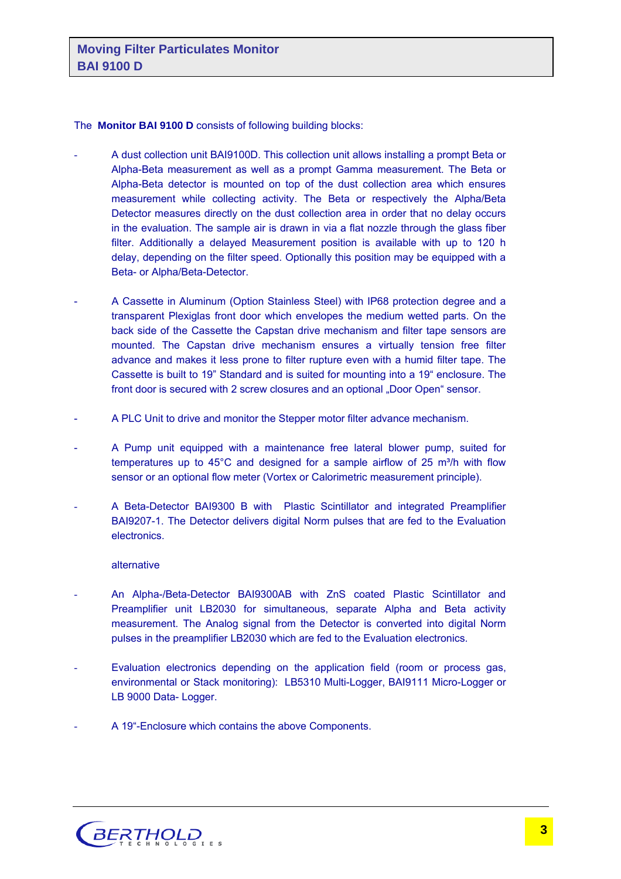## Moving Filter Particulates Monitor
## BAI 9100 D

The **Monitor BAI 9100 D** consists of following building blocks:

- A dust collection unit BAI9100D. This collection unit allows installing a prompt Beta or Alpha-Beta measurement as well as a prompt Gamma measurement. The Beta or Alpha-Beta detector is mounted on top of the dust collection area which ensures measurement while collecting activity. The Beta or respectively the Alpha/Beta Detector measures directly on the dust collection area in order that no delay occurs in the evaluation. The sample air is drawn in via a flat nozzle through the glass fiber filter. Additionally a delayed Measurement position is available with up to 120 h delay, depending on the filter speed. Optionally this position may be equipped with a Beta- or Alpha/Beta-Detector.

- A Cassette in Aluminum (Option Stainless Steel) with IP68 protection degree and a transparent Plexiglas front door which envelopes the medium wetted parts. On the back side of the Cassette the Capstan drive mechanism and filter tape sensors are mounted. The Capstan drive mechanism ensures a virtually tension free filter advance and makes it less prone to filter rupture even with a humid filter tape. The Cassette is built to 19” Standard and is suited for mounting into a 19“ enclosure. The front door is secured with 2 screw closures and an optional „Door Open“ sensor.

- A PLC Unit to drive and monitor the Stepper motor filter advance mechanism.

- A Pump unit equipped with a maintenance free lateral blower pump, suited for temperatures up to 45°C and designed for a sample airflow of 25 m³/h with flow sensor or an optional flow meter (Vortex or Calorimetric measurement principle).

- A Beta-Detector BAI9300 B with Plastic Scintillator and integrated Preamplifier BAI9207-1. The Detector delivers digital Norm pulses that are fed to the Evaluation electronics.

  alternative

- An Alpha-/Beta-Detector BAI9300AB with ZnS coated Plastic Scintillator and Preamplifier unit LB2030 for simultaneous, separate Alpha and Beta activity measurement. The Analog signal from the Detector is converted into digital Norm pulses in the preamplifier LB2030 which are fed to the Evaluation electronics.

- Evaluation electronics depending on the application field (room or process gas, environmental or Stack monitoring): LB5310 Multi-Logger, BAI9111 Micro-Logger or LB 9000 Data- Logger.

- A 19“-Enclosure which contains the above Components.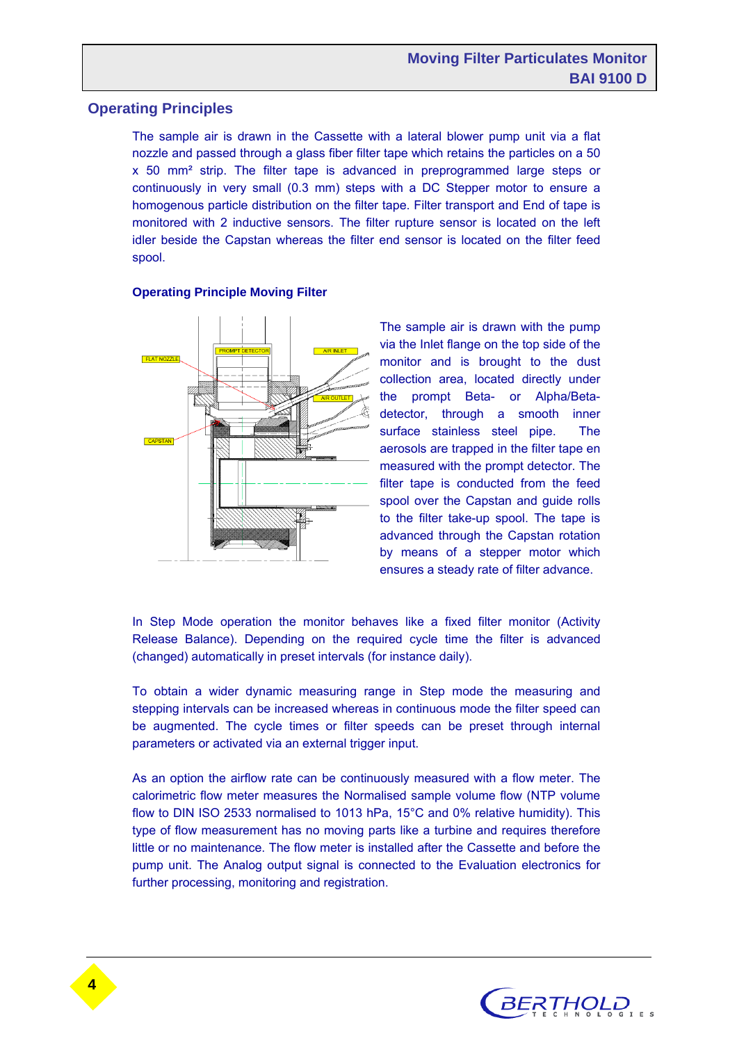## Operating Principles

The sample air is drawn in the Cassette with a lateral blower pump unit via a flat nozzle and passed through a glass fiber filter tape which retains the particles on a 50 x 50 mm² strip. The filter tape is advanced in preprogrammed large steps or continuously in very small (0.3 mm) steps with a DC Stepper motor to ensure a homogenous particle distribution on the filter tape. Filter transport and End of tape is monitored with 2 inductive sensors. The filter rupture sensor is located on the left idler beside the Capstan whereas the filter end sensor is located on the filter feed spool.

### Operating Principle Moving Filter

The sample air is drawn with the pump via the Inlet flange on the top side of the monitor and is brought to the dust collection area, located directly under the prompt Beta- or Alpha/Beta-detector, through a smooth inner surface stainless steel pipe. The aerosols are trapped in the filter tape en measured with the prompt detector. The filter tape is conducted from the feed spool over the Capstan and guide rolls to the filter take-up spool. The tape is advanced through the Capstan rotation by means of a stepper motor which ensures a steady rate of filter advance.

In Step Mode operation the monitor behaves like a fixed filter monitor (Activity Release Balance). Depending on the required cycle time the filter is advanced (changed) automatically in preset intervals (for instance daily).

To obtain a wider dynamic measuring range in Step mode the measuring and stepping intervals can be increased whereas in continuous mode the filter speed can be augmented. The cycle times or filter speeds can be preset through internal parameters or activated via an external trigger input.

As an option the airflow rate can be continuously measured with a flow meter. The calorimetric flow meter measures the Normalised sample volume flow (NTP volume flow to DIN ISO 2533 normalised to 1013 hPa, 15°C and 0% relative humidity). This type of flow measurement has no moving parts like a turbine and requires therefore little or no maintenance. The flow meter is installed after the Cassette and before the pump unit. The Analog output signal is connected to the Evaluation electronics for further processing, monitoring and registration.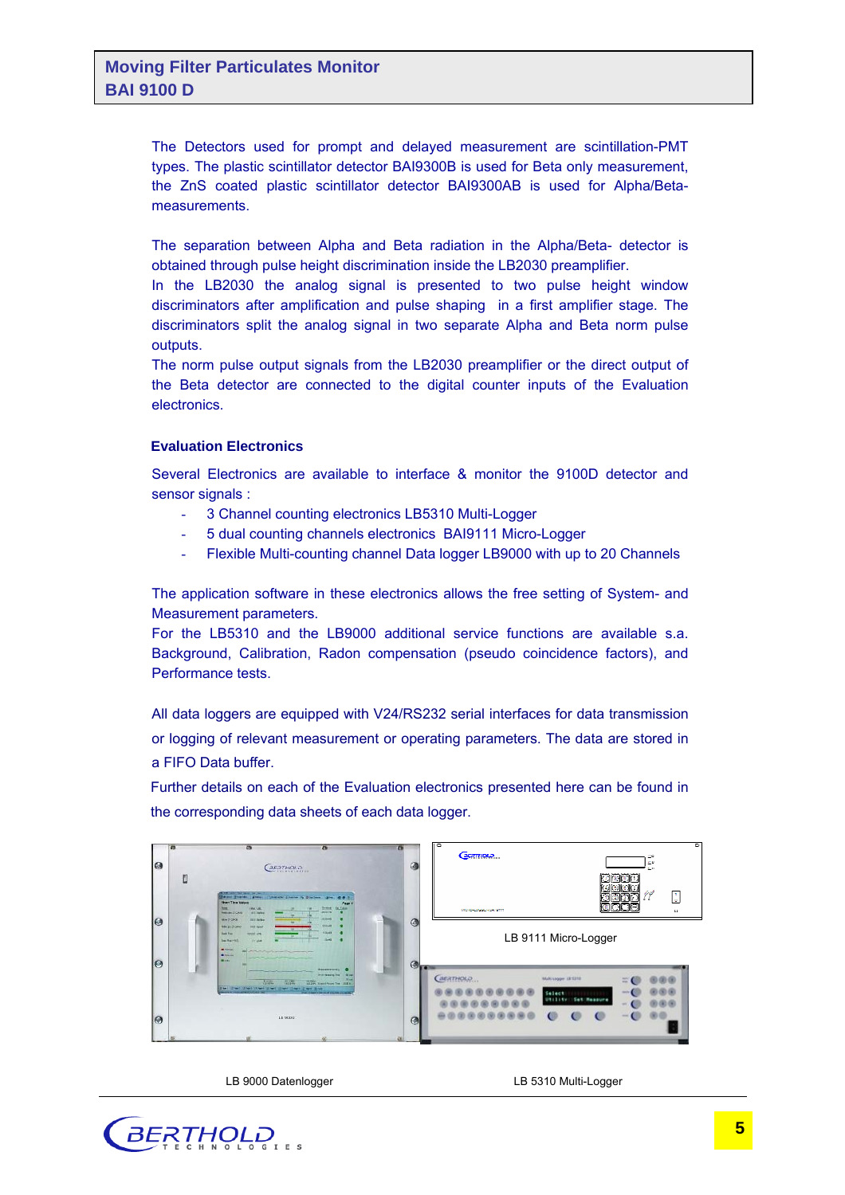The Detectors used for prompt and delayed measurement are scintillation-PMT types. The plastic scintillator detector BAI9300B is used for Beta only measurement, the ZnS coated plastic scintillator detector BAI9300AB is used for Alpha/Beta-measurements.

The separation between Alpha and Beta radiation in the Alpha/Beta- detector is obtained through pulse height discrimination inside the LB2030 preamplifier.
In the LB2030 the analog signal is presented to two pulse height window discriminators after amplification and pulse shaping in a first amplifier stage. The discriminators split the analog signal in two separate Alpha and Beta norm pulse outputs.
The norm pulse output signals from the LB2030 preamplifier or the direct output of the Beta detector are connected to the digital counter inputs of the Evaluation electronics.

### Evaluation Electronics

Several Electronics are available to interface & monitor the 9100D detector and sensor signals :

- 3 Channel counting electronics LB5310 Multi-Logger
- 5 dual counting channels electronics BAI9111 Micro-Logger
- Flexible Multi-counting channel Data logger LB9000 with up to 20 Channels

The application software in these electronics allows the free setting of System- and Measurement parameters.
For the LB5310 and the LB9000 additional service functions are available s.a. Background, Calibration, Radon compensation (pseudo coincidence factors), and Performance tests.

All data loggers are equipped with V24/RS232 serial interfaces for data transmission or logging of relevant measurement or operating parameters. The data are stored in a FIFO Data buffer.
Further details on each of the Evaluation electronics presented here can be found in the corresponding data sheets of each data logger.

LB 9111 Micro-Logger

LB 9000 Datenlogger

LB 5310 Multi-Logger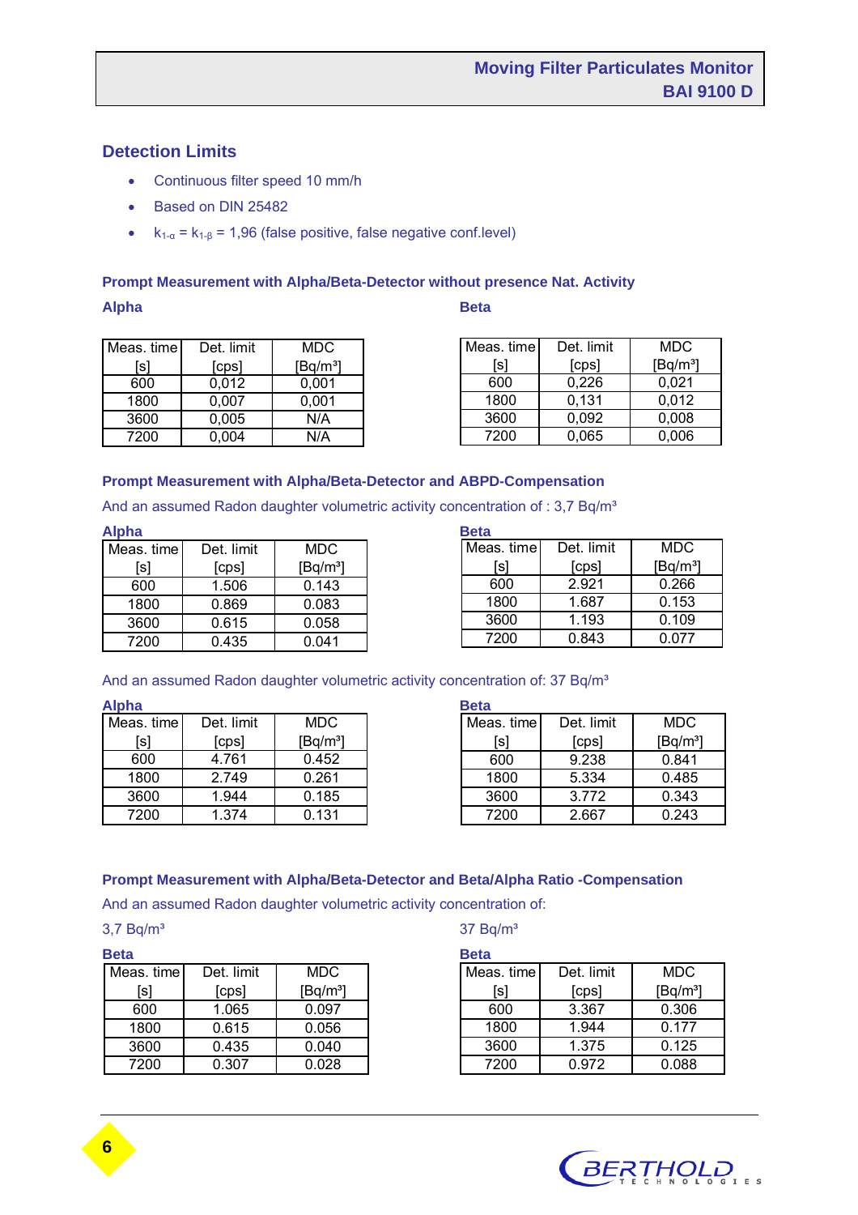## Detection Limits

- Continuous filter speed 10 mm/h
- Based on DIN 25482
- $k_{1-\alpha} = k_{1-\beta}$ = 1,96 (false positive, false negative conf.level)

### Prompt Measurement with Alpha/Beta-Detector without presence Nat. Activity

**Alpha**

| Meas. time [s] | Det. limit [cps] | MDC [Bq/m³] |
|---|---|---|
| 600 | 0,012 | 0,001 |
| 1800 | 0,007 | 0,001 |
| 3600 | 0,005 | N/A |
| 7200 | 0,004 | N/A |

**Beta**

| Meas. time [s] | Det. limit [cps] | MDC [Bq/m³] |
|---|---|---|
| 600 | 0,226 | 0,021 |
| 1800 | 0,131 | 0,012 |
| 3600 | 0,092 | 0,008 |
| 7200 | 0,065 | 0,006 |

### Prompt Measurement with Alpha/Beta-Detector and ABPD-Compensation

And an assumed Radon daughter volumetric activity concentration of : 3,7 Bq/m³

**Alpha**

| Meas. time [s] | Det. limit [cps] | MDC [Bq/m³] |
|---|---|---|
| 600 | 1.506 | 0.143 |
| 1800 | 0.869 | 0.083 |
| 3600 | 0.615 | 0.058 |
| 7200 | 0.435 | 0.041 |

**Beta**

| Meas. time [s] | Det. limit [cps] | MDC [Bq/m³] |
|---|---|---|
| 600 | 2.921 | 0.266 |
| 1800 | 1.687 | 0.153 |
| 3600 | 1.193 | 0.109 |
| 7200 | 0.843 | 0.077 |

And an assumed Radon daughter volumetric activity concentration of: 37 Bq/m³

**Alpha**

| Meas. time [s] | Det. limit [cps] | MDC [Bq/m³] |
|---|---|---|
| 600 | 4.761 | 0.452 |
| 1800 | 2.749 | 0.261 |
| 3600 | 1.944 | 0.185 |
| 7200 | 1.374 | 0.131 |

**Beta**

| Meas. time [s] | Det. limit [cps] | MDC [Bq/m³] |
|---|---|---|
| 600 | 9.238 | 0.841 |
| 1800 | 5.334 | 0.485 |
| 3600 | 3.772 | 0.343 |
| 7200 | 2.667 | 0.243 |

### Prompt Measurement with Alpha/Beta-Detector and Beta/Alpha Ratio -Compensation

And an assumed Radon daughter volumetric activity concentration of:

3,7 Bq/m³

**Beta**

| Meas. time [s] | Det. limit [cps] | MDC [Bq/m³] |
|---|---|---|
| 600 | 1.065 | 0.097 |
| 1800 | 0.615 | 0.056 |
| 3600 | 0.435 | 0.040 |
| 7200 | 0.307 | 0.028 |

37 Bq/m³

**Beta**

| Meas. time [s] | Det. limit [cps] | MDC [Bq/m³] |
|---|---|---|
| 600 | 3.367 | 0.306 |
| 1800 | 1.944 | 0.177 |
| 3600 | 1.375 | 0.125 |
| 7200 | 0.972 | 0.088 |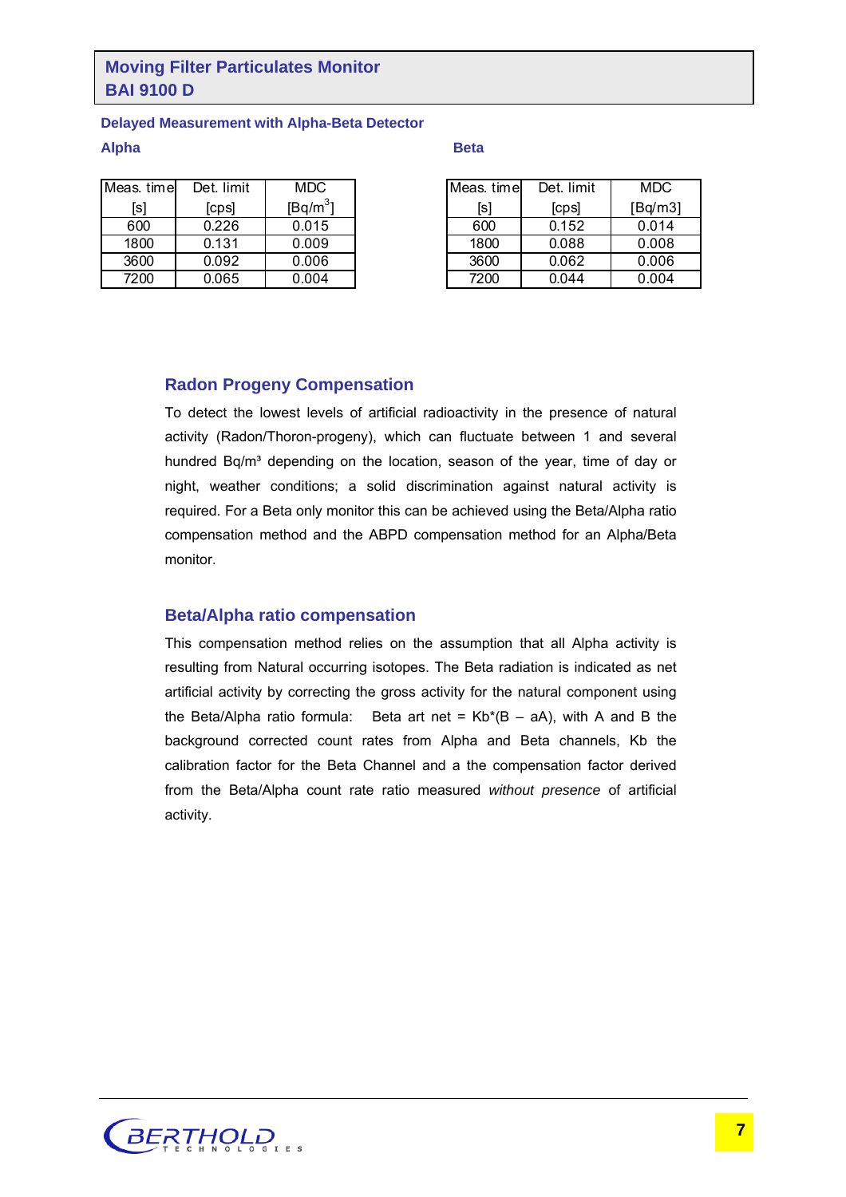# Moving Filter Particulates Monitor
# BAI 9100 D

### Delayed Measurement with Alpha-Beta Detector

**Alpha**

| Meas. time [s] | Det. limit [cps] | MDC [Bq/m$^3$] |
|---|---|---|
| 600 | 0.226 | 0.015 |
| 1800 | 0.131 | 0.009 |
| 3600 | 0.092 | 0.006 |
| 7200 | 0.065 | 0.004 |

**Beta**

| Meas. time [s] | Det. limit [cps] | MDC [Bq/m3] |
|---|---|---|
| 600 | 0.152 | 0.014 |
| 1800 | 0.088 | 0.008 |
| 3600 | 0.062 | 0.006 |
| 7200 | 0.044 | 0.004 |

## Radon Progeny Compensation

To detect the lowest levels of artificial radioactivity in the presence of natural activity (Radon/Thoron-progeny), which can fluctuate between 1 and several hundred Bq/m³ depending on the location, season of the year, time of day or night, weather conditions; a solid discrimination against natural activity is required. For a Beta only monitor this can be achieved using the Beta/Alpha ratio compensation method and the ABPD compensation method for an Alpha/Beta monitor.

## Beta/Alpha ratio compensation

This compensation method relies on the assumption that all Alpha activity is resulting from Natural occurring isotopes. The Beta radiation is indicated as net artificial activity by correcting the gross activity for the natural component using the Beta/Alpha ratio formula: Beta art net = $Kb*(B - aA)$, with A and B the background corrected count rates from Alpha and Beta channels, Kb the calibration factor for the Beta Channel and a the compensation factor derived from the Beta/Alpha count rate ratio measured *without presence* of artificial activity.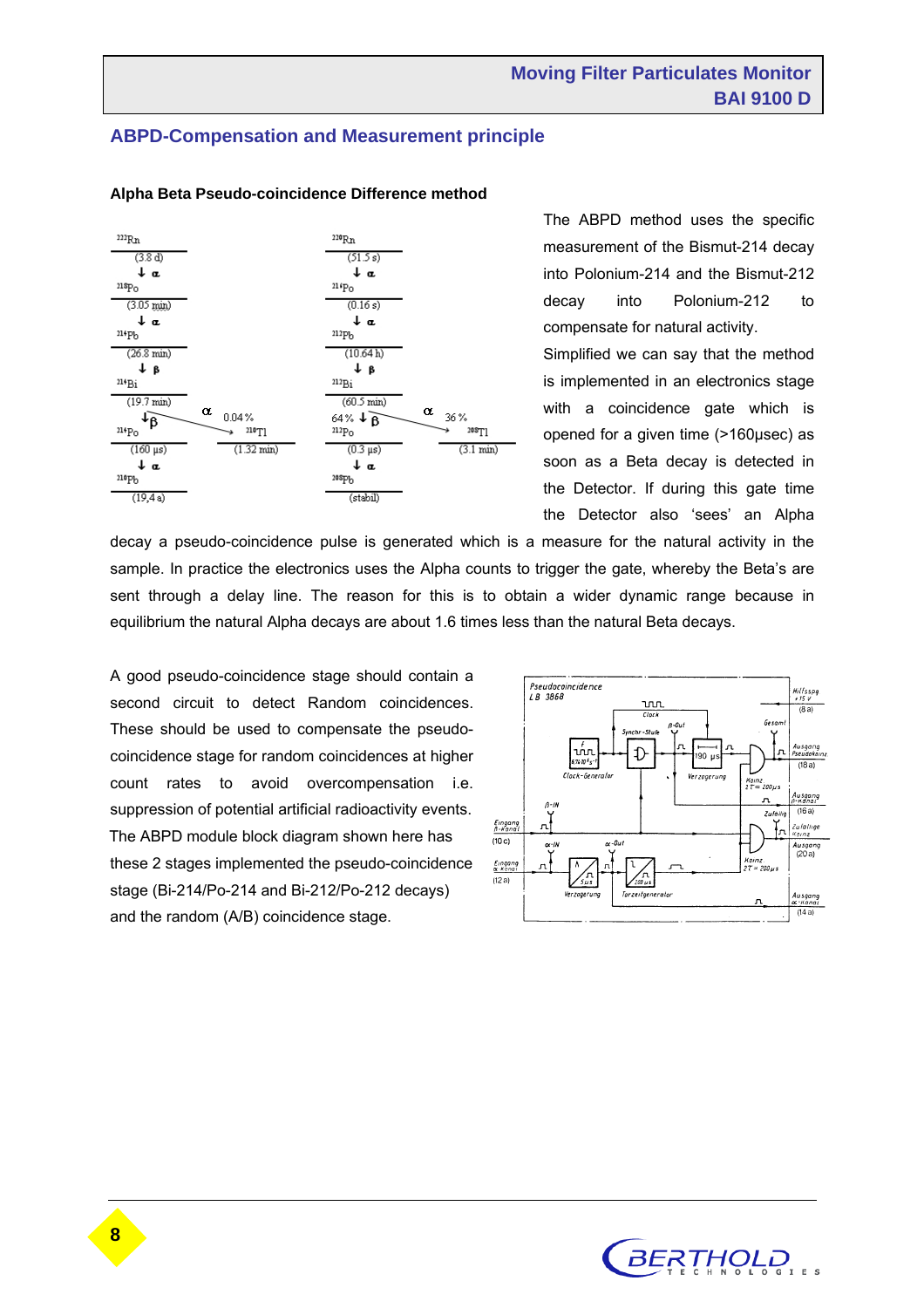## ABPD-Compensation and Measurement principle

**Alpha Beta Pseudo-coincidence Difference method**

The ABPD method uses the specific measurement of the Bismut-214 decay into Polonium-214 and the Bismut-212 decay into Polonium-212 to compensate for natural activity.

Simplified we can say that the method is implemented in an electronics stage with a coincidence gate which is opened for a given time (>160µsec) as soon as a Beta decay is detected in the Detector. If during this gate time the Detector also 'sees' an Alpha decay a pseudo-coincidence pulse is generated which is a measure for the natural activity in the sample. In practice the electronics uses the Alpha counts to trigger the gate, whereby the Beta's are sent through a delay line. The reason for this is to obtain a wider dynamic range because in equilibrium the natural Alpha decays are about 1.6 times less than the natural Beta decays.

A good pseudo-coincidence stage should contain a second circuit to detect Random coincidences. These should be used to compensate the pseudo-coincidence stage for random coincidences at higher count rates to avoid overcompensation i.e. suppression of potential artificial radioactivity events. The ABPD module block diagram shown here has these 2 stages implemented the pseudo-coincidence stage (Bi-214/Po-214 and Bi-212/Po-212 decays) and the random (A/B) coincidence stage.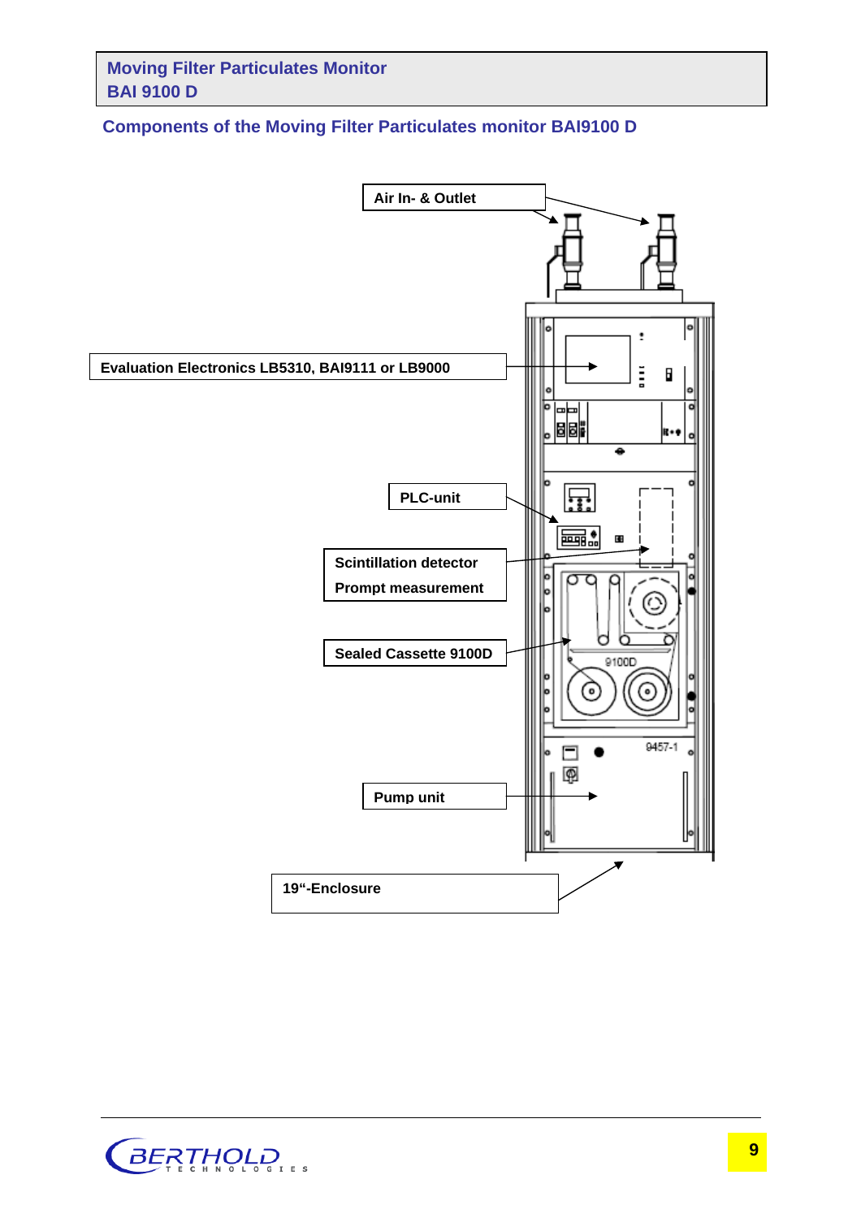## Components of the Moving Filter Particulates monitor BAI9100 D

Air In- & Outlet

Evaluation Electronics LB5310, BAI9111 or LB9000

PLC-unit

Scintillation detector
Prompt measurement

Sealed Cassette 9100D

Pump unit

19“-Enclosure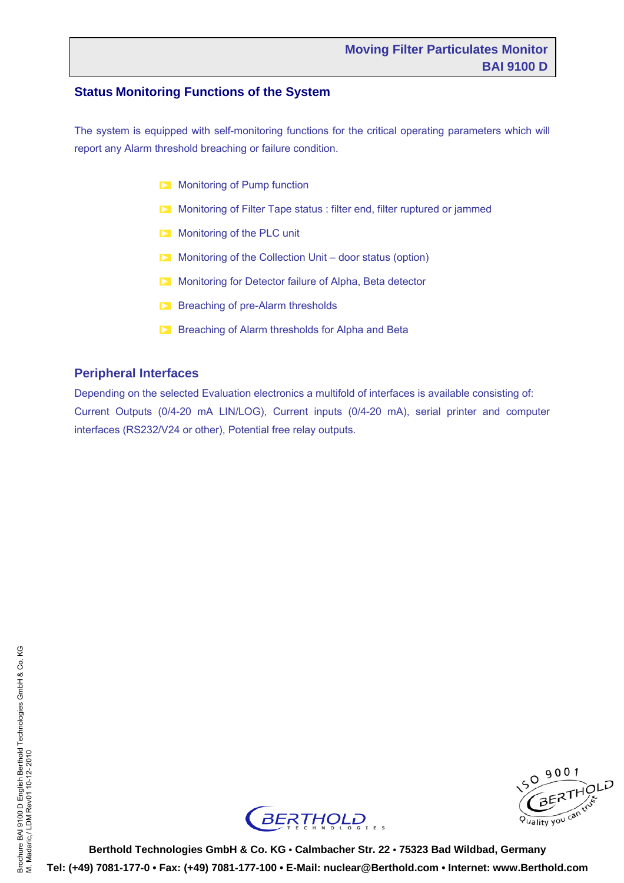## Status Monitoring Functions of the System

The system is equipped with self-monitoring functions for the critical operating parameters which will report any Alarm threshold breaching or failure condition.

- Monitoring of Pump function
- Monitoring of Filter Tape status : filter end, filter ruptured or jammed
- Monitoring of the PLC unit
- Monitoring of the Collection Unit – door status (option)
- Monitoring for Detector failure of Alpha, Beta detector
- Breaching of pre-Alarm thresholds
- Breaching of Alarm thresholds for Alpha and Beta

## Peripheral Interfaces

Depending on the selected Evaluation electronics a multifold of interfaces is available consisting of: Current Outputs (0/4-20 mA LIN/LOG), Current inputs (0/4-20 mA), serial printer and computer interfaces (RS232/V24 or other), Potential free relay outputs.

Brochure BAI 9100 D English Berthold Technologies GmbH & Co. KG
M. Madaric,/ LDM Rev01 10-12- 2010

**Berthold Technologies GmbH & Co. KG • Calmbacher Str. 22 • 75323 Bad Wildbad, Germany**
**Tel: (+49) 7081-177-0 • Fax: (+49) 7081-177-100 • E-Mail: nuclear@Berthold.com • Internet: www.Berthold.com**